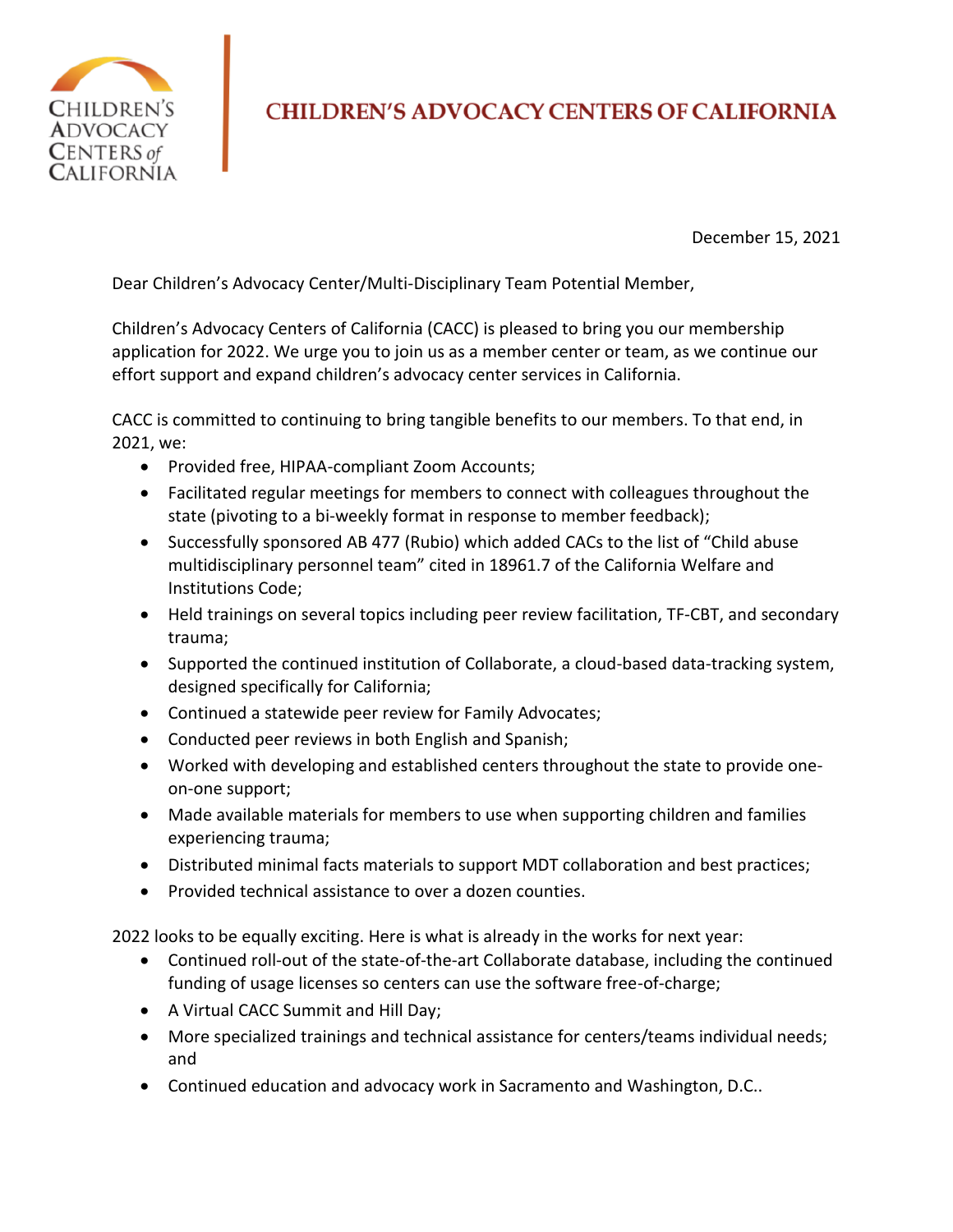# CHILDREN'S ADVOCACY CENTERS OF CALIFORNIA

December 15, 2021

Dear Children's Advocacy Center/Multi-Disciplinary Team Potential Member,

Children's Advocacy Centers of California (CACC) is pleased to bring you our membership application for 2022. We urge you to join us as a member center or team, as we continue our effort support and expand children's advocacy center services in California.

CACC is committed to continuing to bring tangible benefits to our members. To that end, in 2021, we:

- Provided free, HIPAA-compliant Zoom Accounts;
- Facilitated regular meetings for members to connect with colleagues throughout the state (pivoting to a bi-weekly format in response to member feedback);
- Successfully sponsored AB 477 (Rubio) which added CACs to the list of "Child abuse multidisciplinary personnel team" cited in 18961.7 of the California Welfare and Institutions Code;
- Held trainings on several topics including peer review facilitation, TF-CBT, and secondary trauma;
- Supported the continued institution of Collaborate, a cloud-based data-tracking system, designed specifically for California;
- Continued a statewide peer review for Family Advocates;
- Conducted peer reviews in both English and Spanish;
- Worked with developing and established centers throughout the state to provide one-on-one support;
- Made available materials for members to use when supporting children and families experiencing trauma;
- Distributed minimal facts materials to support MDT collaboration and best practices;
- Provided technical assistance to over a dozen counties.

2022 looks to be equally exciting. Here is what is already in the works for next year:

- Continued roll-out of the state-of-the-art Collaborate database, including the continued funding of usage licenses so centers can use the software free-of-charge;
- A Virtual CACC Summit and Hill Day;
- More specialized trainings and technical assistance for centers/teams individual needs; and
- Continued education and advocacy work in Sacramento and Washington, D.C..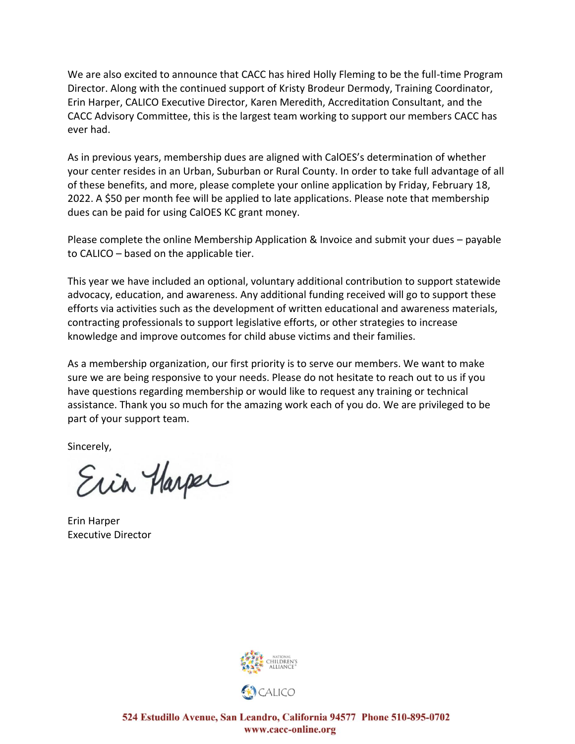We are also excited to announce that CACC has hired Holly Fleming to be the full-time Program Director. Along with the continued support of Kristy Brodeur Dermody, Training Coordinator, Erin Harper, CALICO Executive Director, Karen Meredith, Accreditation Consultant, and the CACC Advisory Committee, this is the largest team working to support our members CACC has ever had.

As in previous years, membership dues are aligned with CalOES's determination of whether your center resides in an Urban, Suburban or Rural County. In order to take full advantage of all of these benefits, and more, please complete your online application by Friday, February 18, 2022. A $50 per month fee will be applied to late applications. Please note that membership dues can be paid for using CalOES KC grant money.

Please complete the online Membership Application & Invoice and submit your dues – payable to CALICO – based on the applicable tier.

This year we have included an optional, voluntary additional contribution to support statewide advocacy, education, and awareness. Any additional funding received will go to support these efforts via activities such as the development of written educational and awareness materials, contracting professionals to support legislative efforts, or other strategies to increase knowledge and improve outcomes for child abuse victims and their families.

As a membership organization, our first priority is to serve our members. We want to make sure we are being responsive to your needs. Please do not hesitate to reach out to us if you have questions regarding membership or would like to request any training or technical assistance. Thank you so much for the amazing work each of you do. We are privileged to be part of your support team.

Sincerely,

Erin Harper

Erin Harper
Executive Director

NATIONAL CHILDREN'S ALLIANCE

CALICO

524 Estudillo Avenue, San Leandro, California 94577 Phone 510-895-0702
www.cacc-online.org